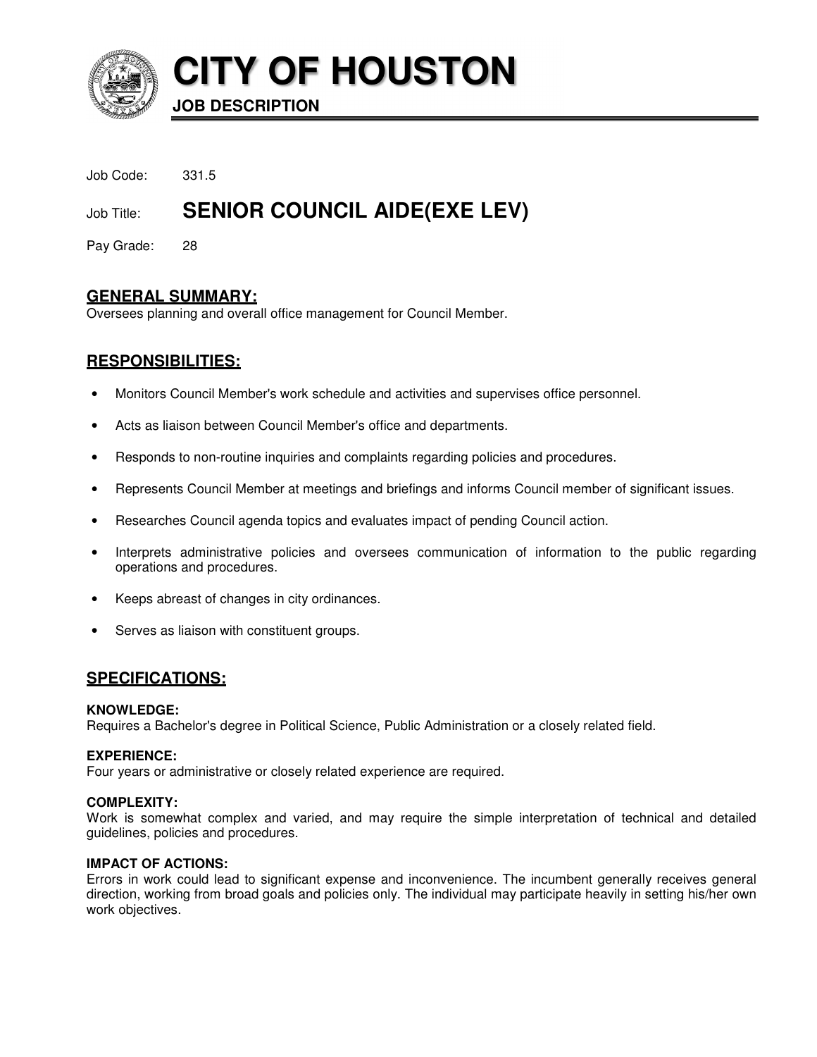# CITY OF HOUSTON

**JOB DESCRIPTION**

Job Code: 331.5

Job Title: **SENIOR COUNCIL AIDE(EXE LEV)**

Pay Grade: 28

## GENERAL SUMMARY:

Oversees planning and overall office management for Council Member.

## RESPONSIBILITIES:

- Monitors Council Member's work schedule and activities and supervises office personnel.
- Acts as liaison between Council Member's office and departments.
- Responds to non-routine inquiries and complaints regarding policies and procedures.
- Represents Council Member at meetings and briefings and informs Council member of significant issues.
- Researches Council agenda topics and evaluates impact of pending Council action.
- Interprets administrative policies and oversees communication of information to the public regarding operations and procedures.
- Keeps abreast of changes in city ordinances.
- Serves as liaison with constituent groups.

## SPECIFICATIONS:

**KNOWLEDGE:**
Requires a Bachelor's degree in Political Science, Public Administration or a closely related field.

**EXPERIENCE:**
Four years or administrative or closely related experience are required.

**COMPLEXITY:**
Work is somewhat complex and varied, and may require the simple interpretation of technical and detailed guidelines, policies and procedures.

**IMPACT OF ACTIONS:**
Errors in work could lead to significant expense and inconvenience. The incumbent generally receives general direction, working from broad goals and policies only. The individual may participate heavily in setting his/her own work objectives.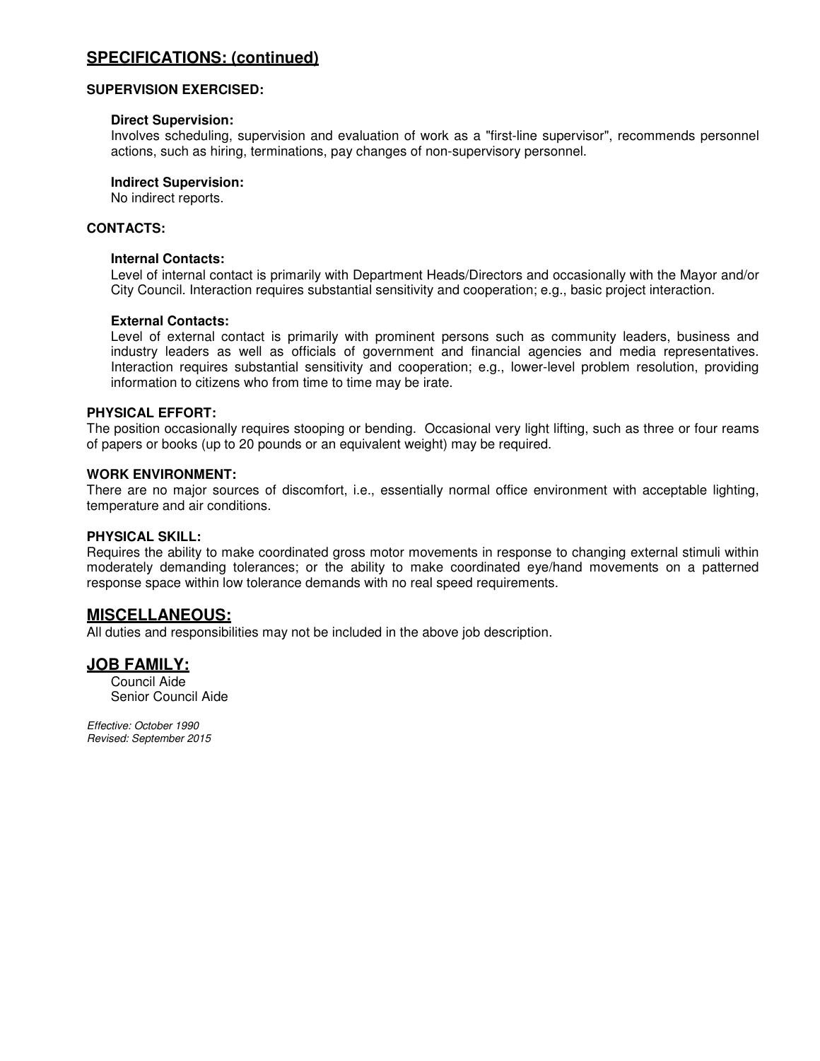## SPECIFICATIONS: (continued)

### SUPERVISION EXERCISED:

**Direct Supervision:**
Involves scheduling, supervision and evaluation of work as a "first-line supervisor", recommends personnel actions, such as hiring, terminations, pay changes of non-supervisory personnel.

**Indirect Supervision:**
No indirect reports.

### CONTACTS:

**Internal Contacts:**
Level of internal contact is primarily with Department Heads/Directors and occasionally with the Mayor and/or City Council. Interaction requires substantial sensitivity and cooperation; e.g., basic project interaction.

**External Contacts:**
Level of external contact is primarily with prominent persons such as community leaders, business and industry leaders as well as officials of government and financial agencies and media representatives. Interaction requires substantial sensitivity and cooperation; e.g., lower-level problem resolution, providing information to citizens who from time to time may be irate.

### PHYSICAL EFFORT:

The position occasionally requires stooping or bending. Occasional very light lifting, such as three or four reams of papers or books (up to 20 pounds or an equivalent weight) may be required.

### WORK ENVIRONMENT:

There are no major sources of discomfort, i.e., essentially normal office environment with acceptable lighting, temperature and air conditions.

### PHYSICAL SKILL:

Requires the ability to make coordinated gross motor movements in response to changing external stimuli within moderately demanding tolerances; or the ability to make coordinated eye/hand movements on a patterned response space within low tolerance demands with no real speed requirements.

## MISCELLANEOUS:

All duties and responsibilities may not be included in the above job description.

## JOB FAMILY:

Council Aide
Senior Council Aide

*Effective: October 1990*
*Revised: September 2015*